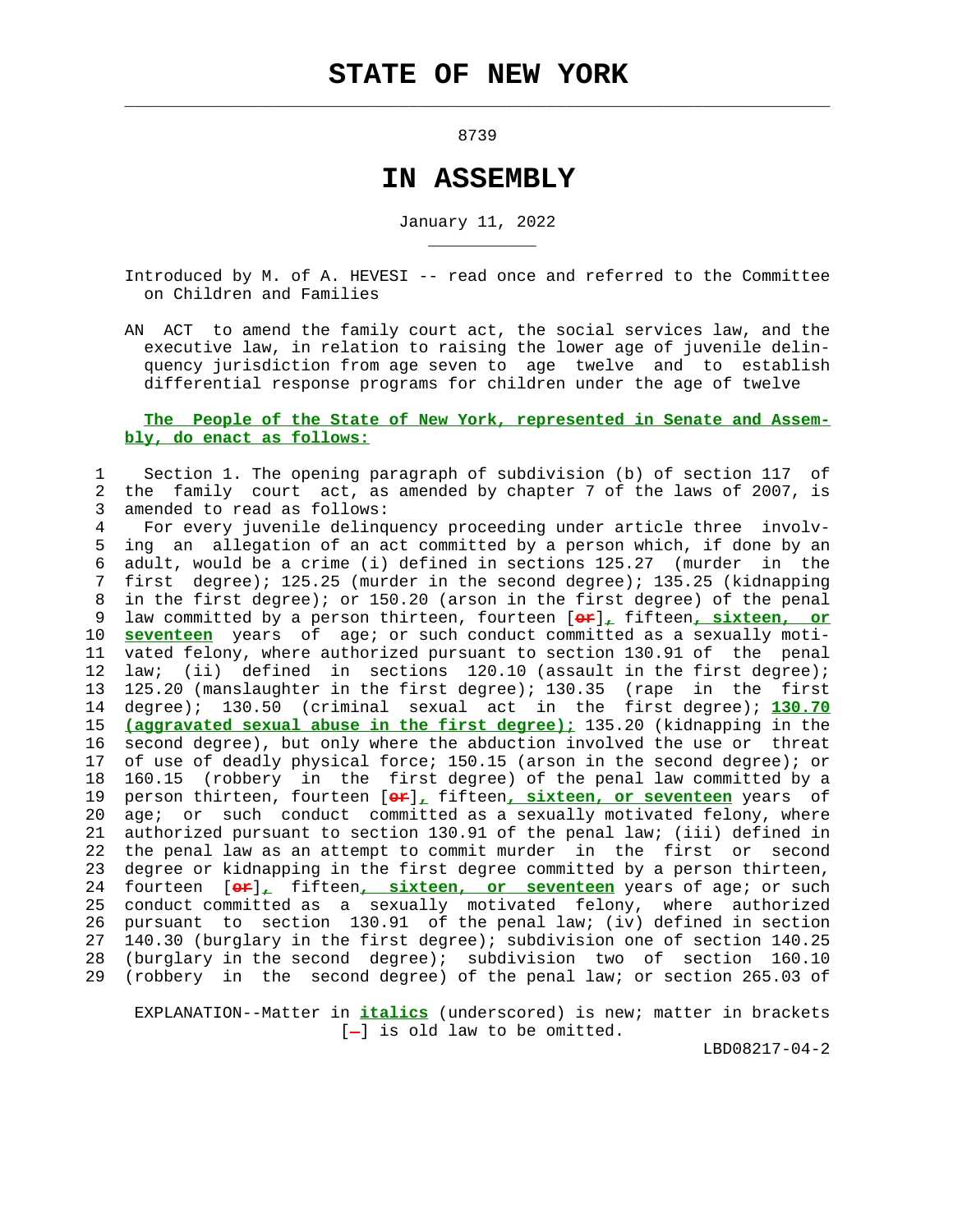# STATE OF NEW YORK

8739

## IN ASSEMBLY

January 11, 2022

Introduced by M. of A. HEVESI -- read once and referred to the Committee on Children and Families

AN ACT to amend the family court act, the social services law, and the executive law, in relation to raising the lower age of juvenile delinquency jurisdiction from age seven to age twelve and to establish differential response programs for children under the age of twelve

**The People of the State of New York, represented in Senate and Assembly, do enact as follows:**

1 Section 1. The opening paragraph of subdivision (b) of section 117 of
2 the family court act, as amended by chapter 7 of the laws of 2007, is
3 amended to read as follows:
4 For every juvenile delinquency proceeding under article three involv-
5 ing an allegation of an act committed by a person which, if done by an
6 adult, would be a crime (i) defined in sections 125.27 (murder in the
7 first degree); 125.25 (murder in the second degree); 135.25 (kidnapping
8 in the first degree); or 150.20 (arson in the first degree) of the penal
9 law committed by a person thirteen, fourteen [or]*,* fifteen*, sixteen, or*
10 *seventeen* years of age; or such conduct committed as a sexually moti-
11 vated felony, where authorized pursuant to section 130.91 of the penal
12 law; (ii) defined in sections 120.10 (assault in the first degree);
13 125.20 (manslaughter in the first degree); 130.35 (rape in the first
14 degree); 130.50 (criminal sexual act in the first degree); *130.70*
15 *(aggravated sexual abuse in the first degree);* 135.20 (kidnapping in the
16 second degree), but only where the abduction involved the use or threat
17 of use of deadly physical force; 150.15 (arson in the second degree); or
18 160.15 (robbery in the first degree) of the penal law committed by a
19 person thirteen, fourteen [or]*,* fifteen*, sixteen, or seventeen* years of
20 age; or such conduct committed as a sexually motivated felony, where
21 authorized pursuant to section 130.91 of the penal law; (iii) defined in
22 the penal law as an attempt to commit murder in the first or second
23 degree or kidnapping in the first degree committed by a person thirteen,
24 fourteen [or]*,* fifteen*, sixteen, or seventeen* years of age; or such
25 conduct committed as a sexually motivated felony, where authorized
26 pursuant to section 130.91 of the penal law; (iv) defined in section
27 140.30 (burglary in the first degree); subdivision one of section 140.25
28 (burglary in the second degree); subdivision two of section 160.10
29 (robbery in the second degree) of the penal law; or section 265.03 of

EXPLANATION--Matter in *italics* (underscored) is new; matter in brackets [-] is old law to be omitted.

LBD08217-04-2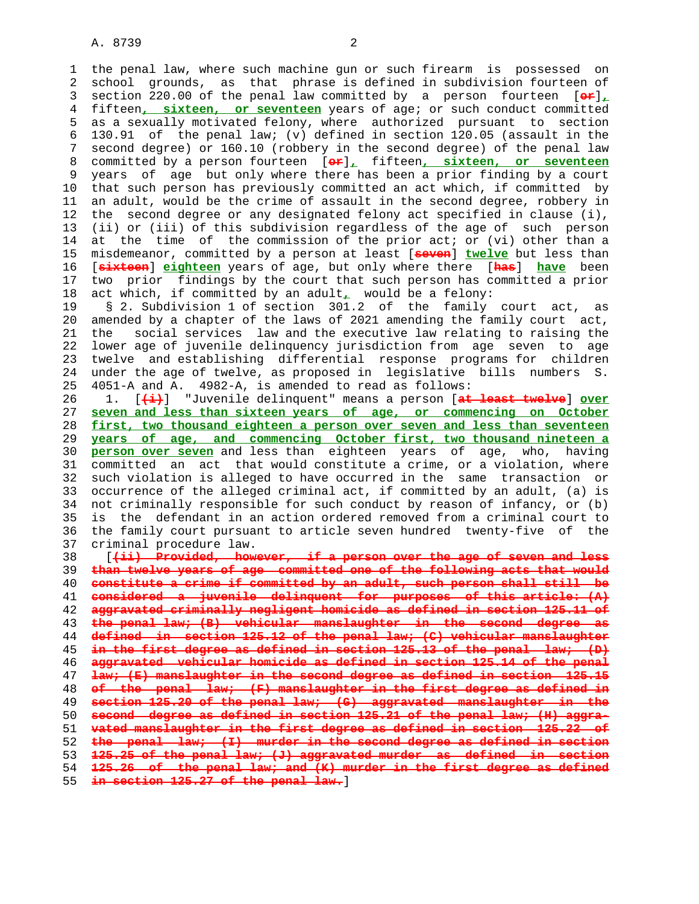the penal law, where such machine gun or such firearm is possessed on school grounds, as that phrase is defined in subdivision fourteen of section 220.00 of the penal law committed by a person fourteen [or], fifteen, sixteen, or seventeen years of age; or such conduct committed as a sexually motivated felony, where authorized pursuant to section 130.91 of the penal law; (v) defined in section 120.05 (assault in the second degree) or 160.10 (robbery in the second degree) of the penal law committed by a person fourteen [or], fifteen, sixteen, or seventeen years of age but only where there has been a prior finding by a court that such person has previously committed an act which, if committed by an adult, would be the crime of assault in the second degree, robbery in the second degree or any designated felony act specified in clause (i), (ii) or (iii) of this subdivision regardless of the age of such person at the time of the commission of the prior act; or (vi) other than a misdemeanor, committed by a person at least [seven] twelve but less than [sixteen] eighteen years of age, but only where there [has] have been two prior findings by the court that such person has committed a prior act which, if committed by an adult, would be a felony:

§ 2. Subdivision 1 of section 301.2 of the family court act, as amended by a chapter of the laws of 2021 amending the family court act, the social services law and the executive law relating to raising the lower age of juvenile delinquency jurisdiction from age seven to age twelve and establishing differential response programs for children under the age of twelve, as proposed in legislative bills numbers S. 4051-A and A. 4982-A, is amended to read as follows:

1. [(i)] "Juvenile delinquent" means a person [at least twelve] over seven and less than sixteen years of age, or commencing on October first, two thousand eighteen a person over seven and less than seventeen years of age, and commencing October first, two thousand nineteen a person over seven and less than eighteen years of age, who, having committed an act that would constitute a crime, or a violation, where such violation is alleged to have occurred in the same transaction or occurrence of the alleged criminal act, if committed by an adult, (a) is not criminally responsible for such conduct by reason of infancy, or (b) is the defendant in an action ordered removed from a criminal court to the family court pursuant to article seven hundred twenty-five of the criminal procedure law.

[(ii) Provided, however, if a person over the age of seven and less than twelve years of age committed one of the following acts that would constitute a crime if committed by an adult, such person shall still be considered a juvenile delinquent for purposes of this article: (A) aggravated criminally negligent homicide as defined in section 125.11 of the penal law; (B) vehicular manslaughter in the second degree as defined in section 125.12 of the penal law; (C) vehicular manslaughter in the first degree as defined in section 125.13 of the penal law; (D) aggravated vehicular homicide as defined in section 125.14 of the penal law; (E) manslaughter in the second degree as defined in section 125.15 of the penal law; (F) manslaughter in the first degree as defined in section 125.20 of the penal law; (G) aggravated manslaughter in the second degree as defined in section 125.21 of the penal law; (H) aggravated manslaughter in the first degree as defined in section 125.22 of the penal law; (I) murder in the second degree as defined in section 125.25 of the penal law; (J) aggravated murder as defined in section 125.26 of the penal law; and (K) murder in the first degree as defined in section 125.27 of the penal law.]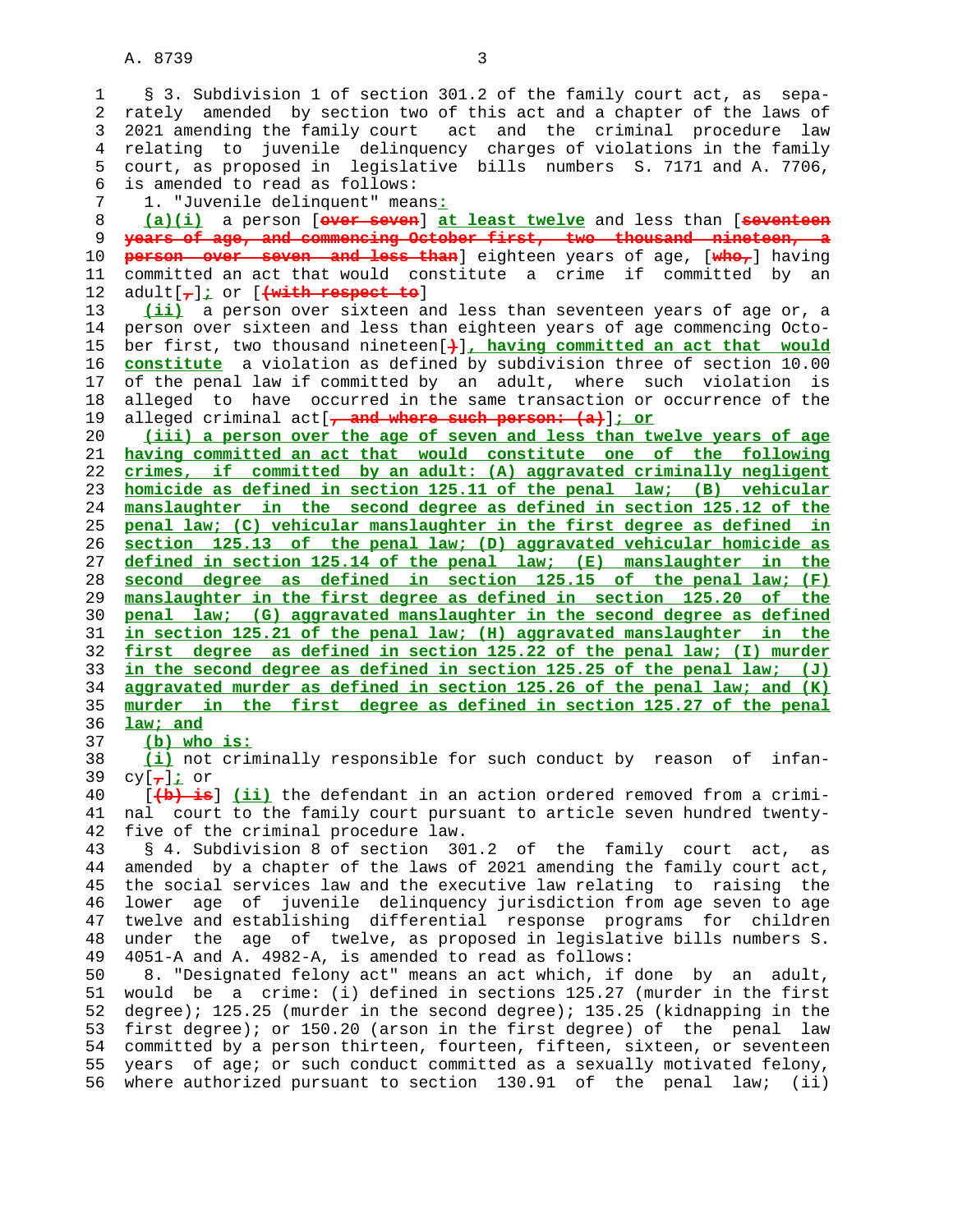§ 3. Subdivision 1 of section 301.2 of the family court act, as separately amended by section two of this act and a chapter of the laws of 2021 amending the family court act and the criminal procedure law relating to juvenile delinquency charges of violations in the family court, as proposed in legislative bills numbers S. 7171 and A. 7706, is amended to read as follows:

1. "Juvenile delinquent" means:

(a)(i) a person [over seven] at least twelve and less than [seventeen years of age, and commencing October first, two thousand nineteen, a person over seven and less than] eighteen years of age, [who,] having committed an act that would constitute a crime if committed by an adult[,]; or [(with respect to]

(ii) a person over sixteen and less than seventeen years of age or, a person over sixteen and less than eighteen years of age commencing October first, two thousand nineteen[)], having committed an act that would constitute a violation as defined by subdivision three of section 10.00 of the penal law if committed by an adult, where such violation is alleged to have occurred in the same transaction or occurrence of the alleged criminal act[, and where such person: (a)]; or

(iii) a person over the age of seven and less than twelve years of age having committed an act that would constitute one of the following crimes, if committed by an adult: (A) aggravated criminally negligent homicide as defined in section 125.11 of the penal law; (B) vehicular manslaughter in the second degree as defined in section 125.12 of the penal law; (C) vehicular manslaughter in the first degree as defined in section 125.13 of the penal law; (D) aggravated vehicular homicide as defined in section 125.14 of the penal law; (E) manslaughter in the second degree as defined in section 125.15 of the penal law; (F) manslaughter in the first degree as defined in section 125.20 of the penal law; (G) aggravated manslaughter in the second degree as defined in section 125.21 of the penal law; (H) aggravated manslaughter in the first degree as defined in section 125.22 of the penal law; (I) murder in the second degree as defined in section 125.25 of the penal law; (J) aggravated murder as defined in section 125.26 of the penal law; and (K) murder in the first degree as defined in section 125.27 of the penal law; and

(b) who is:

(i) not criminally responsible for such conduct by reason of infancy[,]; or

[(b) is] (ii) the defendant in an action ordered removed from a criminal court to the family court pursuant to article seven hundred twenty-five of the criminal procedure law.

§ 4. Subdivision 8 of section 301.2 of the family court act, as amended by a chapter of the laws of 2021 amending the family court act, the social services law and the executive law relating to raising the lower age of juvenile delinquency jurisdiction from age seven to age twelve and establishing differential response programs for children under the age of twelve, as proposed in legislative bills numbers S. 4051-A and A. 4982-A, is amended to read as follows:

8. "Designated felony act" means an act which, if done by an adult, would be a crime: (i) defined in sections 125.27 (murder in the first degree); 125.25 (murder in the second degree); 135.25 (kidnapping in the first degree); or 150.20 (arson in the first degree) of the penal law committed by a person thirteen, fourteen, fifteen, sixteen, or seventeen years of age; or such conduct committed as a sexually motivated felony, where authorized pursuant to section 130.91 of the penal law; (ii)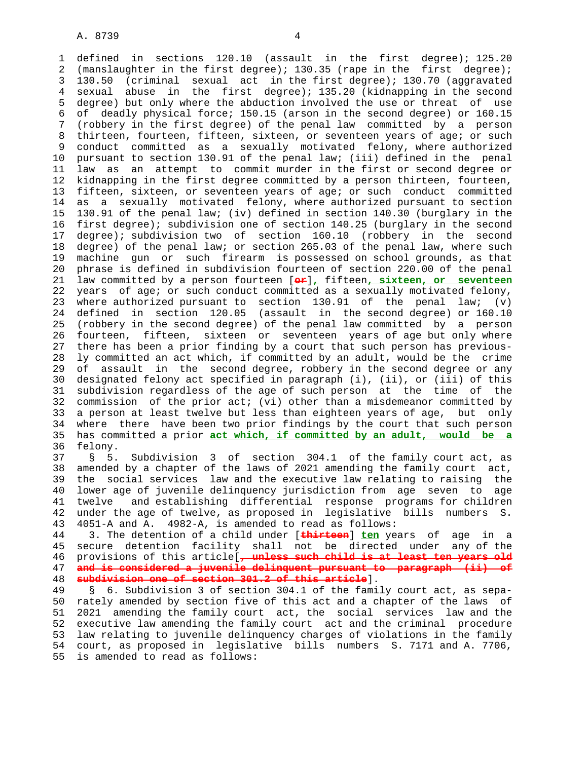defined in sections 120.10 (assault in the first degree); 125.20 (manslaughter in the first degree); 130.35 (rape in the first degree); 130.50 (criminal sexual act in the first degree); 130.70 (aggravated sexual abuse in the first degree); 135.20 (kidnapping in the second degree) but only where the abduction involved the use or threat of use of deadly physical force; 150.15 (arson in the second degree) or 160.15 (robbery in the first degree) of the penal law committed by a person thirteen, fourteen, fifteen, sixteen, or seventeen years of age; or such conduct committed as a sexually motivated felony, where authorized pursuant to section 130.91 of the penal law; (iii) defined in the penal law as an attempt to commit murder in the first or second degree or kidnapping in the first degree committed by a person thirteen, fourteen, fifteen, sixteen, or seventeen years of age; or such conduct committed as a sexually motivated felony, where authorized pursuant to section 130.91 of the penal law; (iv) defined in section 140.30 (burglary in the first degree); subdivision one of section 140.25 (burglary in the second degree); subdivision two of section 160.10 (robbery in the second degree) of the penal law; or section 265.03 of the penal law, where such machine gun or such firearm is possessed on school grounds, as that phrase is defined in subdivision fourteen of section 220.00 of the penal law committed by a person fourteen [~~or~~]**, ** fifteen**, sixteen, or seventeen** years of age; or such conduct committed as a sexually motivated felony, where authorized pursuant to section 130.91 of the penal law; (v) defined in section 120.05 (assault in the second degree) or 160.10 (robbery in the second degree) of the penal law committed by a person fourteen, fifteen, sixteen or seventeen years of age but only where there has been a prior finding by a court that such person has previously committed an act which, if committed by an adult, would be the crime of assault in the second degree, robbery in the second degree or any designated felony act specified in paragraph (i), (ii), or (iii) of this subdivision regardless of the age of such person at the time of the commission of the prior act; (vi) other than a misdemeanor committed by a person at least twelve but less than eighteen years of age, but only where there have been two prior findings by the court that such person has committed a prior **act which, if committed by an adult, would be a** felony.

§ 5. Subdivision 3 of section 304.1 of the family court act, as amended by a chapter of the laws of 2021 amending the family court act, the social services law and the executive law relating to raising the lower age of juvenile delinquency jurisdiction from age seven to age twelve and establishing differential response programs for children under the age of twelve, as proposed in legislative bills numbers S. 4051-A and A. 4982-A, is amended to read as follows:

3. The detention of a child under [~~thirteen~~] **ten** years of age in a secure detention facility shall not be directed under any of the provisions of this article[~~, unless such child is at least ten years old and is considered a juvenile delinquent pursuant to paragraph (ii) of subdivision one of section 301.2 of this article~~].

§ 6. Subdivision 3 of section 304.1 of the family court act, as separately amended by section five of this act and a chapter of the laws of 2021 amending the family court act, the social services law and the executive law amending the family court act and the criminal procedure law relating to juvenile delinquency charges of violations in the family court, as proposed in legislative bills numbers S. 7171 and A. 7706, is amended to read as follows: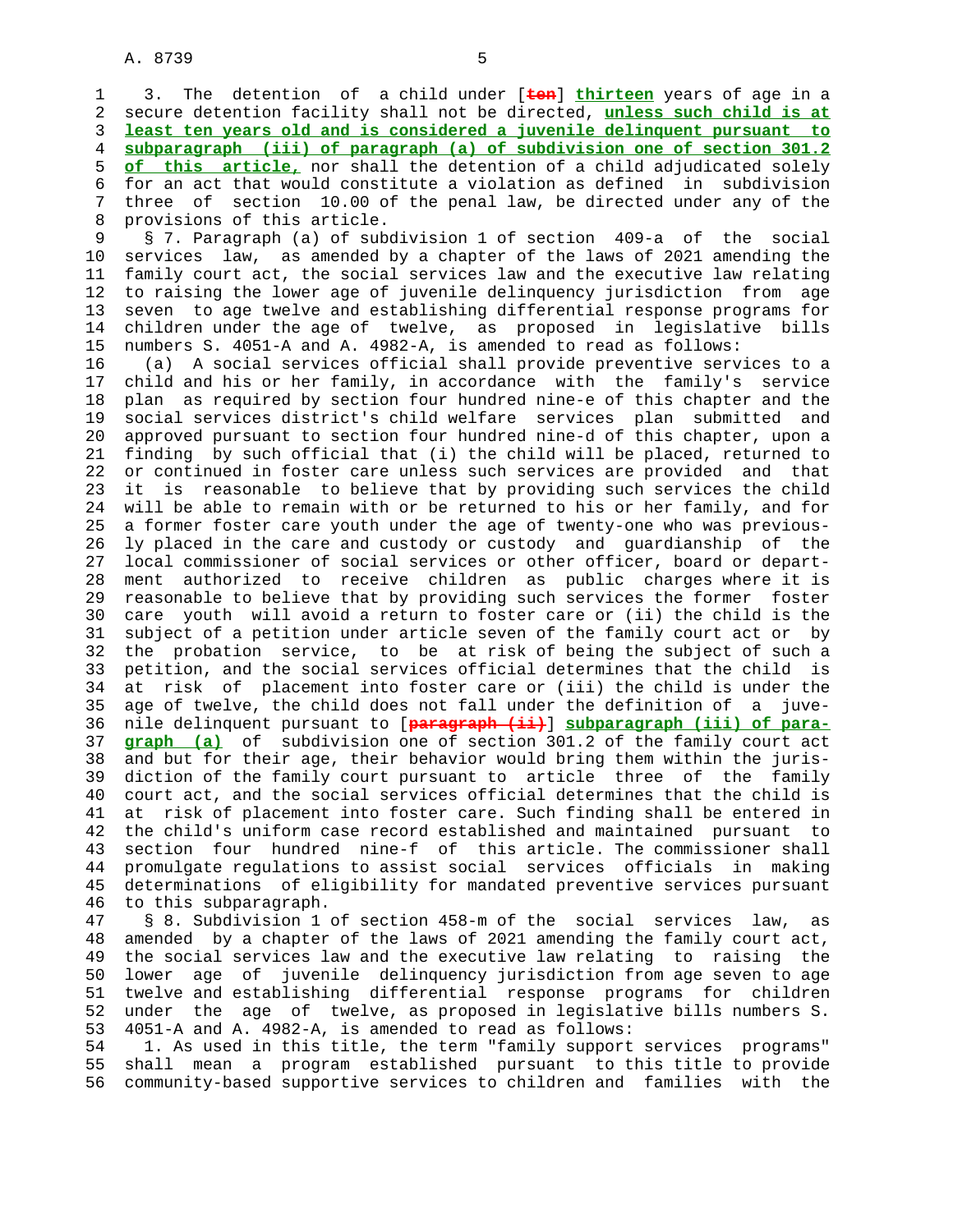3. The detention of a child under [~~ten~~] **thirteen** years of age in a secure detention facility shall not be directed, **unless such child is at least ten years old and is considered a juvenile delinquent pursuant to subparagraph (iii) of paragraph (a) of subdivision one of section 301.2 of this article,** nor shall the detention of a child adjudicated solely for an act that would constitute a violation as defined in subdivision three of section 10.00 of the penal law, be directed under any of the provisions of this article.

§ 7. Paragraph (a) of subdivision 1 of section 409-a of the social services law, as amended by a chapter of the laws of 2021 amending the family court act, the social services law and the executive law relating to raising the lower age of juvenile delinquency jurisdiction from age seven to age twelve and establishing differential response programs for children under the age of twelve, as proposed in legislative bills numbers S. 4051-A and A. 4982-A, is amended to read as follows:

(a) A social services official shall provide preventive services to a child and his or her family, in accordance with the family's service plan as required by section four hundred nine-e of this chapter and the social services district's child welfare services plan submitted and approved pursuant to section four hundred nine-d of this chapter, upon a finding by such official that (i) the child will be placed, returned to or continued in foster care unless such services are provided and that it is reasonable to believe that by providing such services the child will be able to remain with or be returned to his or her family, and for a former foster care youth under the age of twenty-one who was previously placed in the care and custody or custody and guardianship of the local commissioner of social services or other officer, board or department authorized to receive children as public charges where it is reasonable to believe that by providing such services the former foster care youth will avoid a return to foster care or (ii) the child is the subject of a petition under article seven of the family court act or by the probation service, to be at risk of being the subject of such a petition, and the social services official determines that the child is at risk of placement into foster care or (iii) the child is under the age of twelve, the child does not fall under the definition of a juvenile delinquent pursuant to [~~paragraph (ii)~~] **subparagraph (iii) of paragraph (a)** of subdivision one of section 301.2 of the family court act and but for their age, their behavior would bring them within the jurisdiction of the family court pursuant to article three of the family court act, and the social services official determines that the child is at risk of placement into foster care. Such finding shall be entered in the child's uniform case record established and maintained pursuant to section four hundred nine-f of this article. The commissioner shall promulgate regulations to assist social services officials in making determinations of eligibility for mandated preventive services pursuant to this subparagraph.

§ 8. Subdivision 1 of section 458-m of the social services law, as amended by a chapter of the laws of 2021 amending the family court act, the social services law and the executive law relating to raising the lower age of juvenile delinquency jurisdiction from age seven to age twelve and establishing differential response programs for children under the age of twelve, as proposed in legislative bills numbers S. 4051-A and A. 4982-A, is amended to read as follows:

1. As used in this title, the term "family support services programs" shall mean a program established pursuant to this title to provide community-based supportive services to children and families with the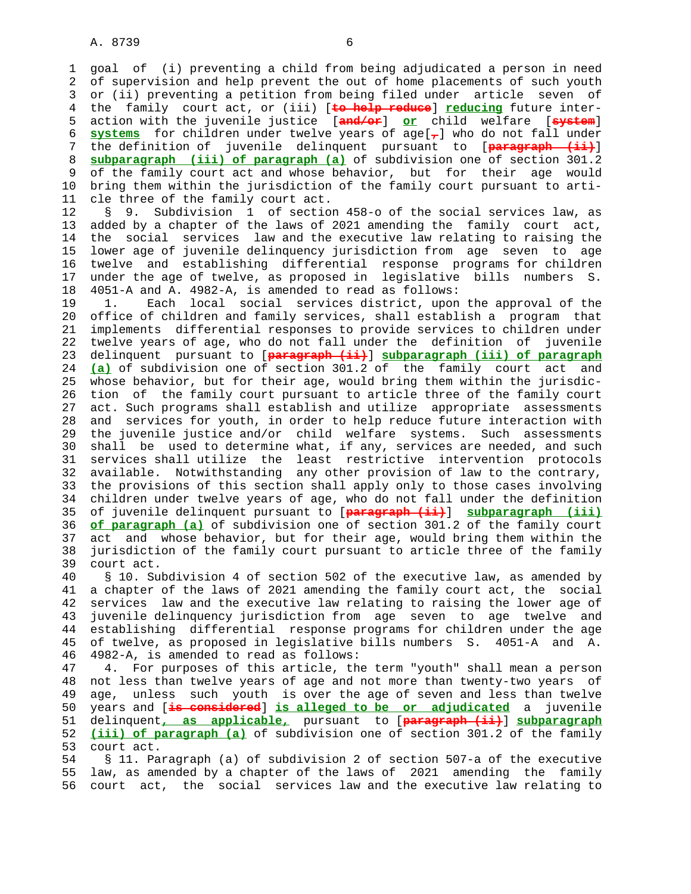goal of (i) preventing a child from being adjudicated a person in need of supervision and help prevent the out of home placements of such youth or (ii) preventing a petition from being filed under article seven of the family court act, or (iii) [~~to help reduce~~] **reducing** future interaction with the juvenile justice [~~and/or~~] **or** child welfare [~~system~~] **systems** for children under twelve years of age[~~,~~] who do not fall under the definition of juvenile delinquent pursuant to [~~paragraph (ii)~~] **subparagraph (iii) of paragraph (a)** of subdivision one of section 301.2 of the family court act and whose behavior, but for their age would bring them within the jurisdiction of the family court pursuant to article three of the family court act.

§ 9. Subdivision 1 of section 458-o of the social services law, as added by a chapter of the laws of 2021 amending the family court act, the social services law and the executive law relating to raising the lower age of juvenile delinquency jurisdiction from age seven to age twelve and establishing differential response programs for children under the age of twelve, as proposed in legislative bills numbers S. 4051-A and A. 4982-A, is amended to read as follows:

1. Each local social services district, upon the approval of the office of children and family services, shall establish a program that implements differential responses to provide services to children under twelve years of age, who do not fall under the definition of juvenile delinquent pursuant to [~~paragraph (ii)~~] **subparagraph (iii) of paragraph (a)** of subdivision one of section 301.2 of the family court act and whose behavior, but for their age, would bring them within the jurisdiction of the family court pursuant to article three of the family court act. Such programs shall establish and utilize appropriate assessments and services for youth, in order to help reduce future interaction with the juvenile justice and/or child welfare systems. Such assessments shall be used to determine what, if any, services are needed, and such services shall utilize the least restrictive intervention protocols available. Notwithstanding any other provision of law to the contrary, the provisions of this section shall apply only to those cases involving children under twelve years of age, who do not fall under the definition of juvenile delinquent pursuant to [~~paragraph (ii)~~] **subparagraph (iii) of paragraph (a)** of subdivision one of section 301.2 of the family court act and whose behavior, but for their age, would bring them within the jurisdiction of the family court pursuant to article three of the family court act.

§ 10. Subdivision 4 of section 502 of the executive law, as amended by a chapter of the laws of 2021 amending the family court act, the social services law and the executive law relating to raising the lower age of juvenile delinquency jurisdiction from age seven to age twelve and establishing differential response programs for children under the age of twelve, as proposed in legislative bills numbers S. 4051-A and A. 4982-A, is amended to read as follows:

4. For purposes of this article, the term "youth" shall mean a person not less than twelve years of age and not more than twenty-two years of age, unless such youth is over the age of seven and less than twelve years and [~~is considered~~] **is alleged to be or adjudicated** a juvenile delinquent**, as applicable,** pursuant to [~~paragraph (ii)~~] **subparagraph (iii) of paragraph (a)** of subdivision one of section 301.2 of the family court act.

§ 11. Paragraph (a) of subdivision 2 of section 507-a of the executive law, as amended by a chapter of the laws of 2021 amending the family court act, the social services law and the executive law relating to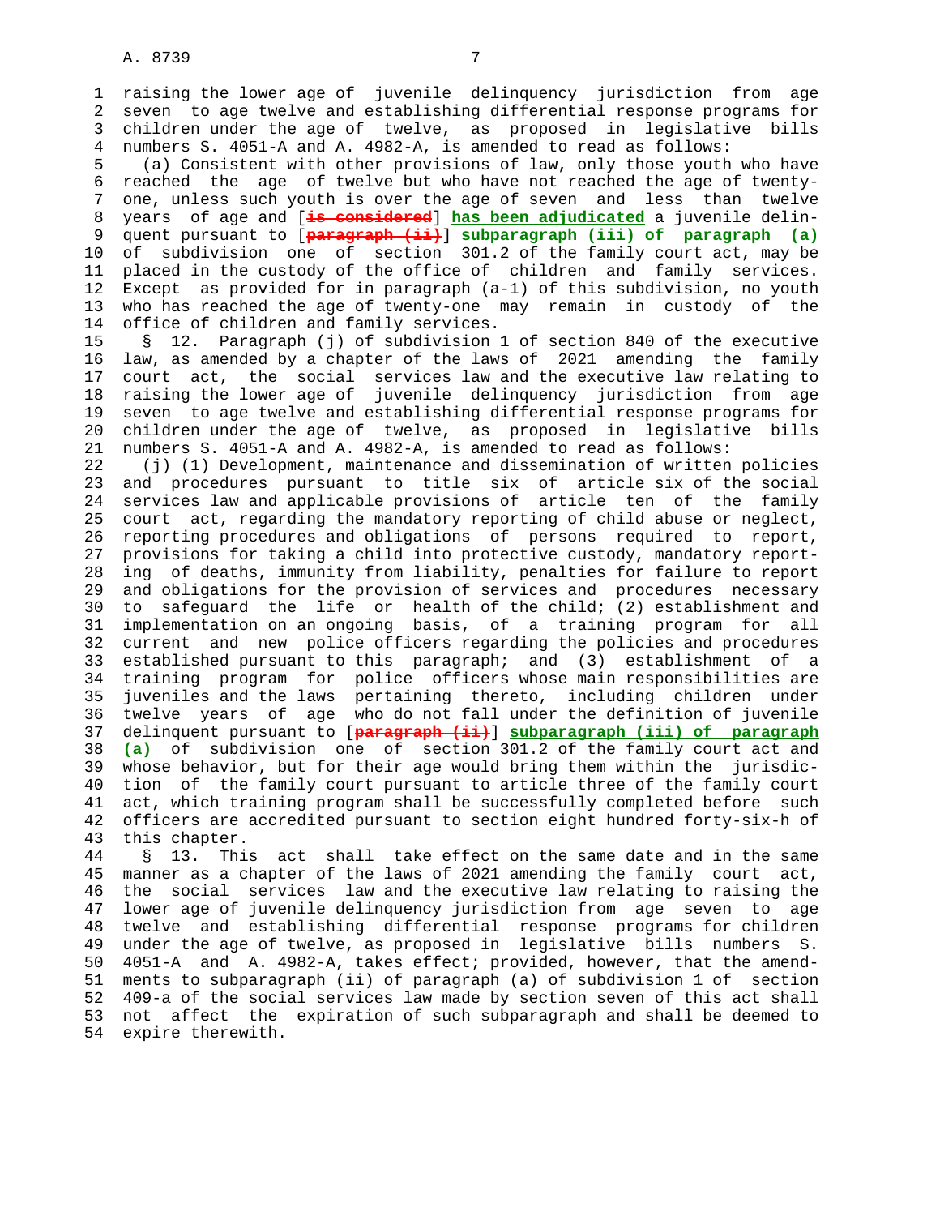raising the lower age of juvenile delinquency jurisdiction from age seven to age twelve and establishing differential response programs for children under the age of twelve, as proposed in legislative bills numbers S. 4051-A and A. 4982-A, is amended to read as follows:

(a) Consistent with other provisions of law, only those youth who have reached the age of twelve but who have not reached the age of twenty-one, unless such youth is over the age of seven and less than twelve years of age and [~~is considered~~] **has been adjudicated** a juvenile delinquent pursuant to [~~paragraph (ii)~~] **subparagraph (iii) of paragraph (a)** of subdivision one of section 301.2 of the family court act, may be placed in the custody of the office of children and family services. Except as provided for in paragraph (a-1) of this subdivision, no youth who has reached the age of twenty-one may remain in custody of the office of children and family services.

§ 12. Paragraph (j) of subdivision 1 of section 840 of the executive law, as amended by a chapter of the laws of 2021 amending the family court act, the social services law and the executive law relating to raising the lower age of juvenile delinquency jurisdiction from age seven to age twelve and establishing differential response programs for children under the age of twelve, as proposed in legislative bills numbers S. 4051-A and A. 4982-A, is amended to read as follows:

(j) (1) Development, maintenance and dissemination of written policies and procedures pursuant to title six of article six of the social services law and applicable provisions of article ten of the family court act, regarding the mandatory reporting of child abuse or neglect, reporting procedures and obligations of persons required to report, provisions for taking a child into protective custody, mandatory reporting of deaths, immunity from liability, penalties for failure to report and obligations for the provision of services and procedures necessary to safeguard the life or health of the child; (2) establishment and implementation on an ongoing basis, of a training program for all current and new police officers regarding the policies and procedures established pursuant to this paragraph; and (3) establishment of a training program for police officers whose main responsibilities are juveniles and the laws pertaining thereto, including children under twelve years of age who do not fall under the definition of juvenile delinquent pursuant to [~~paragraph (ii)~~] **subparagraph (iii) of paragraph (a)** of subdivision one of section 301.2 of the family court act and whose behavior, but for their age would bring them within the jurisdiction of the family court pursuant to article three of the family court act, which training program shall be successfully completed before such officers are accredited pursuant to section eight hundred forty-six-h of this chapter.

§ 13. This act shall take effect on the same date and in the same manner as a chapter of the laws of 2021 amending the family court act, the social services law and the executive law relating to raising the lower age of juvenile delinquency jurisdiction from age seven to age twelve and establishing differential response programs for children under the age of twelve, as proposed in legislative bills numbers S. 4051-A and A. 4982-A, takes effect; provided, however, that the amendments to subparagraph (ii) of paragraph (a) of subdivision 1 of section 409-a of the social services law made by section seven of this act shall not affect the expiration of such subparagraph and shall be deemed to expire therewith.